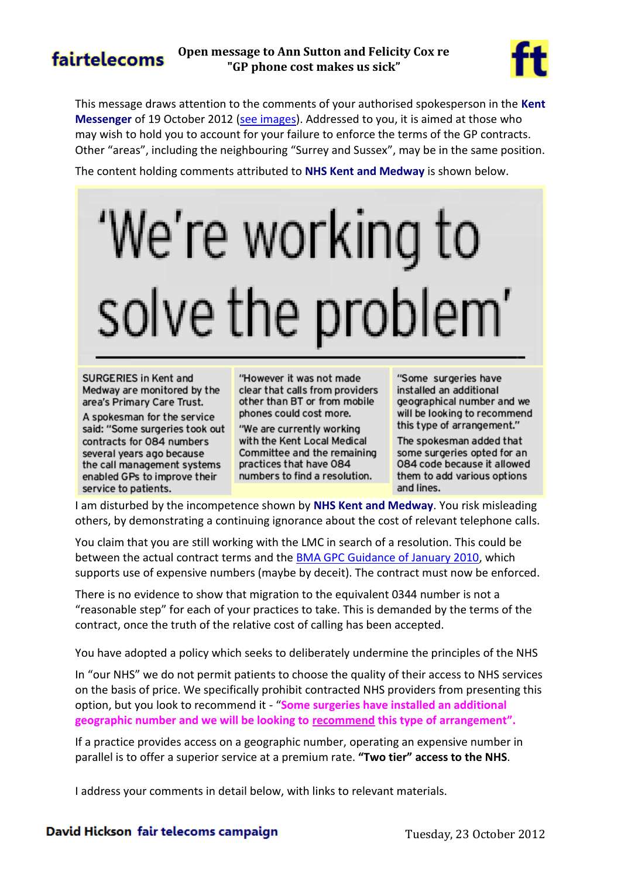**fairtelecoms**

# Open message to Ann Sutton and Felicity Cox re "GP phone cost makes us sick"

**ft**

This message draws attention to the comments of your authorised spokesperson in the **Kent Messenger** of 19 October 2012 (see images). Addressed to you, it is aimed at those who may wish to hold you to account for your failure to enforce the terms of the GP contracts. Other "areas", including the neighbouring "Surrey and Sussex", may be in the same position.

The content holding comments attributed to **NHS Kent and Medway** is shown below.

> ## 'We're working to solve the problem'
>
> SURGERIES in Kent and Medway are monitored by the area's Primary Care Trust.
>
> A spokesman for the service said: "Some surgeries took out contracts for 084 numbers several years ago because the call management systems enabled GPs to improve their service to patients.
>
> "However it was not made clear that calls from providers other than BT or from mobile phones could cost more.
>
> "We are currently working with the Kent Local Medical Committee and the remaining practices that have 084 numbers to find a resolution.
>
> "Some surgeries have installed an additional geographical number and we will be looking to recommend this type of arrangement."
>
> The spokesman added that some surgeries opted for an 084 code because it allowed them to add various options and lines.

I am disturbed by the incompetence shown by **NHS Kent and Medway**. You risk misleading others, by demonstrating a continuing ignorance about the cost of relevant telephone calls.

You claim that you are still working with the LMC in search of a resolution. This could be between the actual contract terms and the BMA GPC Guidance of January 2010, which supports use of expensive numbers (maybe by deceit). The contract must now be enforced.

There is no evidence to show that migration to the equivalent 0344 number is not a "reasonable step" for each of your practices to take. This is demanded by the terms of the contract, once the truth of the relative cost of calling has been accepted.

You have adopted a policy which seeks to deliberately undermine the principles of the NHS

In "our NHS" we do not permit patients to choose the quality of their access to NHS services on the basis of price. We specifically prohibit contracted NHS providers from presenting this option, but you look to recommend it - "**Some surgeries have installed an additional geographic number and we will be looking to recommend this type of arrangement".**

If a practice provides access on a geographic number, operating an expensive number in parallel is to offer a superior service at a premium rate. **"Two tier" access to the NHS**.

I address your comments in detail below, with links to relevant materials.

**David Hickson fair telecoms campaign** Tuesday, 23 October 2012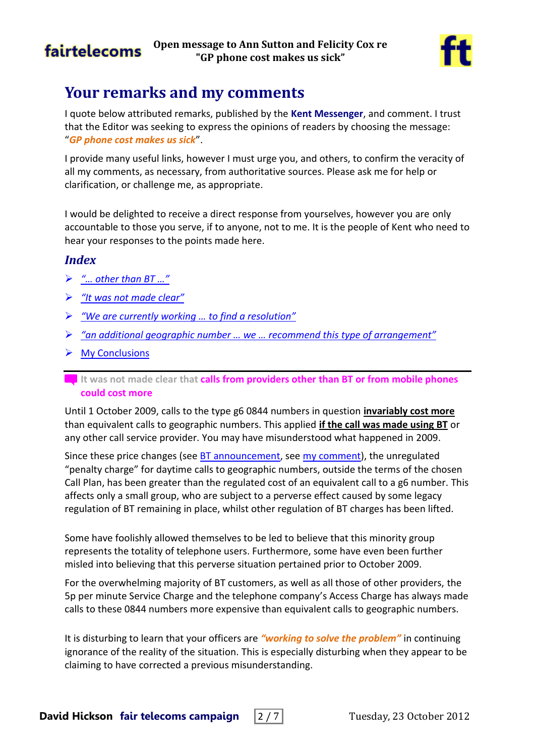# Your remarks and my comments

I quote below attributed remarks, published by the **Kent Messenger**, and comment. I trust that the Editor was seeking to express the opinions of readers by choosing the message: "***GP phone cost makes us sick***".

I provide many useful links, however I must urge you, and others, to confirm the veracity of all my comments, as necessary, from authoritative sources. Please ask me for help or clarification, or challenge me, as appropriate.

I would be delighted to receive a direct response from yourselves, however you are only accountable to those you serve, if to anyone, not to me. It is the people of Kent who need to hear your responses to the points made here.

## *Index*

- *"… other than BT …"*
- *"It was not made clear"*
- *"We are currently working … to find a resolution"*
- *"an additional geographic number … we … recommend this type of arrangement"*
- My Conclusions

---

**It was not made clear that calls from providers other than BT or from mobile phones could cost more**

Until 1 October 2009, calls to the type g6 0844 numbers in question **invariably cost more** than equivalent calls to geographic numbers. This applied **if the call was made using BT** or any other call service provider. You may have misunderstood what happened in 2009.

Since these price changes (see BT announcement, see my comment), the unregulated "penalty charge" for daytime calls to geographic numbers, outside the terms of the chosen Call Plan, has been greater than the regulated cost of an equivalent call to a g6 number. This affects only a small group, who are subject to a perverse effect caused by some legacy regulation of BT remaining in place, whilst other regulation of BT charges has been lifted.

Some have foolishly allowed themselves to be led to believe that this minority group represents the totality of telephone users. Furthermore, some have even been further misled into believing that this perverse situation pertained prior to October 2009.

For the overwhelming majority of BT customers, as well as all those of other providers, the 5p per minute Service Charge and the telephone company's Access Charge has always made calls to these 0844 numbers more expensive than equivalent calls to geographic numbers.

It is disturbing to learn that your officers are ***"working to solve the problem"*** in continuing ignorance of the reality of the situation. This is especially disturbing when they appear to be claiming to have corrected a previous misunderstanding.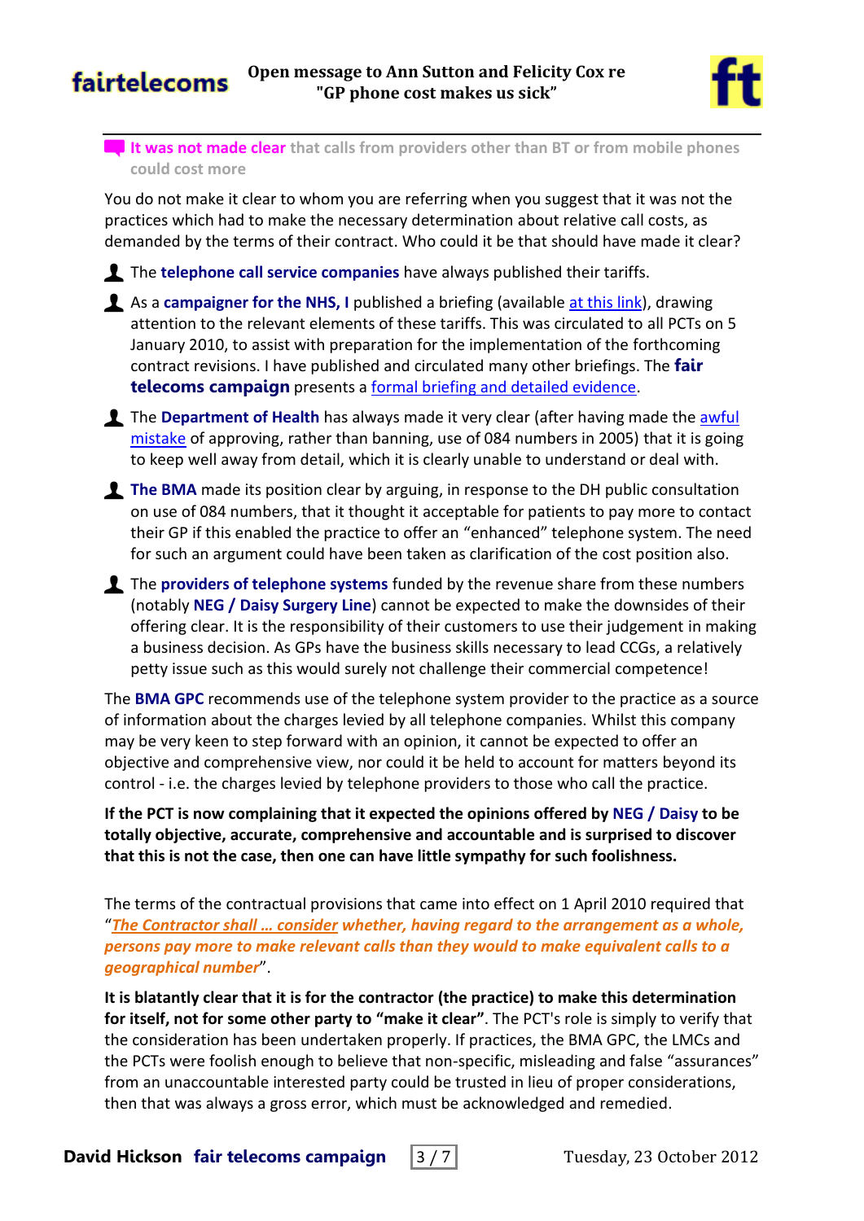**It was not made clear** that calls from providers other than BT or from mobile phones could cost more

You do not make it clear to whom you are referring when you suggest that it was not the practices which had to make the necessary determination about relative call costs, as demanded by the terms of their contract. Who could it be that should have made it clear?

- The **telephone call service companies** have always published their tariffs.
- As a **campaigner for the NHS, I** published a briefing (available at this link), drawing attention to the relevant elements of these tariffs. This was circulated to all PCTs on 5 January 2010, to assist with preparation for the implementation of the forthcoming contract revisions. I have published and circulated many other briefings. The **fair telecoms campaign** presents a formal briefing and detailed evidence.
- The **Department of Health** has always made it very clear (after having made the awful mistake of approving, rather than banning, use of 084 numbers in 2005) that it is going to keep well away from detail, which it is clearly unable to understand or deal with.
- **The BMA** made its position clear by arguing, in response to the DH public consultation on use of 084 numbers, that it thought it acceptable for patients to pay more to contact their GP if this enabled the practice to offer an "enhanced" telephone system. The need for such an argument could have been taken as clarification of the cost position also.
- The **providers of telephone systems** funded by the revenue share from these numbers (notably **NEG / Daisy Surgery Line**) cannot be expected to make the downsides of their offering clear. It is the responsibility of their customers to use their judgement in making a business decision. As GPs have the business skills necessary to lead CCGs, a relatively petty issue such as this would surely not challenge their commercial competence!

The **BMA GPC** recommends use of the telephone system provider to the practice as a source of information about the charges levied by all telephone companies. Whilst this company may be very keen to step forward with an opinion, it cannot be expected to offer an objective and comprehensive view, nor could it be held to account for matters beyond its control - i.e. the charges levied by telephone providers to those who call the practice.

**If the PCT is now complaining that it expected the opinions offered by NEG / Daisy to be totally objective, accurate, comprehensive and accountable and is surprised to discover that this is not the case, then one can have little sympathy for such foolishness.**

The terms of the contractual provisions that came into effect on 1 April 2010 required that "*The Contractor shall … consider whether, having regard to the arrangement as a whole, persons pay more to make relevant calls than they would to make equivalent calls to a geographical number*".

**It is blatantly clear that it is for the contractor (the practice) to make this determination for itself, not for some other party to "make it clear"**. The PCT's role is simply to verify that the consideration has been undertaken properly. If practices, the BMA GPC, the LMCs and the PCTs were foolish enough to believe that non-specific, misleading and false "assurances" from an unaccountable interested party could be trusted in lieu of proper considerations, then that was always a gross error, which must be acknowledged and remedied.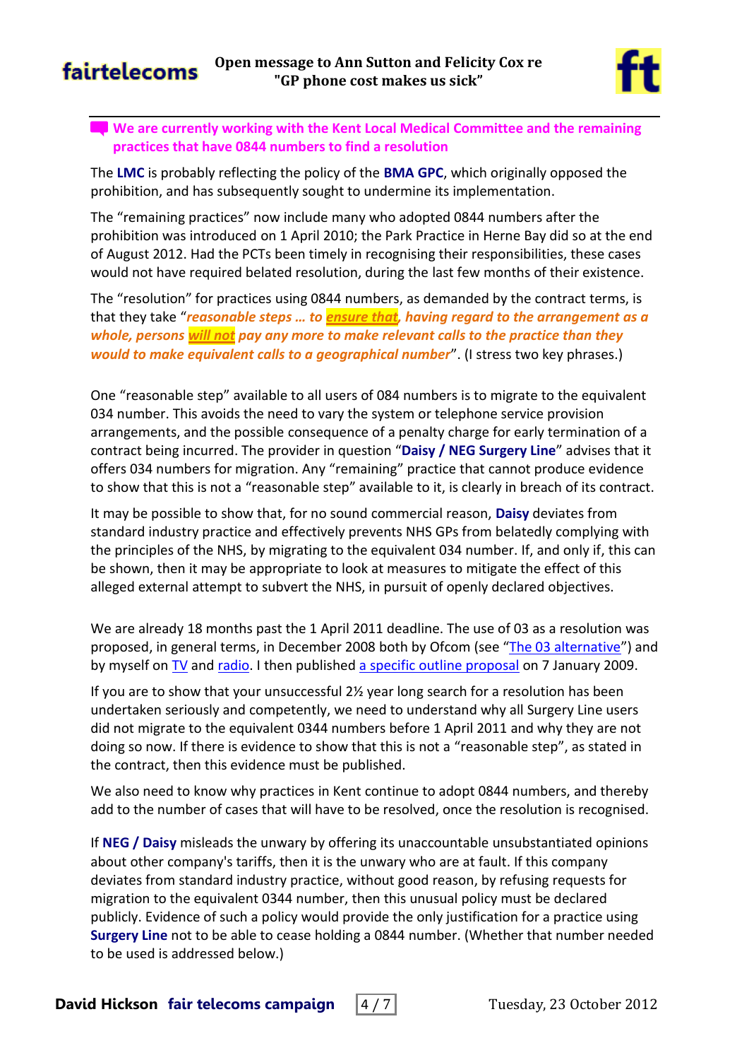**We are currently working with the Kent Local Medical Committee and the remaining practices that have 0844 numbers to find a resolution**

The **LMC** is probably reflecting the policy of the **BMA GPC**, which originally opposed the prohibition, and has subsequently sought to undermine its implementation.

The "remaining practices" now include many who adopted 0844 numbers after the prohibition was introduced on 1 April 2010; the Park Practice in Herne Bay did so at the end of August 2012. Had the PCTs been timely in recognising their responsibilities, these cases would not have required belated resolution, during the last few months of their existence.

The "resolution" for practices using 0844 numbers, as demanded by the contract terms, is that they take "***reasonable steps … to <u>ensure that</u>, having regard to the arrangement as a whole, persons <u>will not</u> pay any more to make relevant calls to the practice than they would to make equivalent calls to a geographical number***". (I stress two key phrases.)

One "reasonable step" available to all users of 084 numbers is to migrate to the equivalent 034 number. This avoids the need to vary the system or telephone service provision arrangements, and the possible consequence of a penalty charge for early termination of a contract being incurred. The provider in question "**Daisy / NEG Surgery Line**" advises that it offers 034 numbers for migration. Any "remaining" practice that cannot produce evidence to show that this is not a "reasonable step" available to it, is clearly in breach of its contract.

It may be possible to show that, for no sound commercial reason, **Daisy** deviates from standard industry practice and effectively prevents NHS GPs from belatedly complying with the principles of the NHS, by migrating to the equivalent 034 number. If, and only if, this can be shown, then it may be appropriate to look at measures to mitigate the effect of this alleged external attempt to subvert the NHS, in pursuit of openly declared objectives.

We are already 18 months past the 1 April 2011 deadline. The use of 03 as a resolution was proposed, in general terms, in December 2008 both by Ofcom (see "The 03 alternative") and by myself on TV and radio. I then published a specific outline proposal on 7 January 2009.

If you are to show that your unsuccessful 2½ year long search for a resolution has been undertaken seriously and competently, we need to understand why all Surgery Line users did not migrate to the equivalent 0344 numbers before 1 April 2011 and why they are not doing so now. If there is evidence to show that this is not a "reasonable step", as stated in the contract, then this evidence must be published.

We also need to know why practices in Kent continue to adopt 0844 numbers, and thereby add to the number of cases that will have to be resolved, once the resolution is recognised.

If **NEG / Daisy** misleads the unwary by offering its unaccountable unsubstantiated opinions about other company's tariffs, then it is the unwary who are at fault. If this company deviates from standard industry practice, without good reason, by refusing requests for migration to the equivalent 0344 number, then this unusual policy must be declared publicly. Evidence of such a policy would provide the only justification for a practice using **Surgery Line** not to be able to cease holding a 0844 number. (Whether that number needed to be used is addressed below.)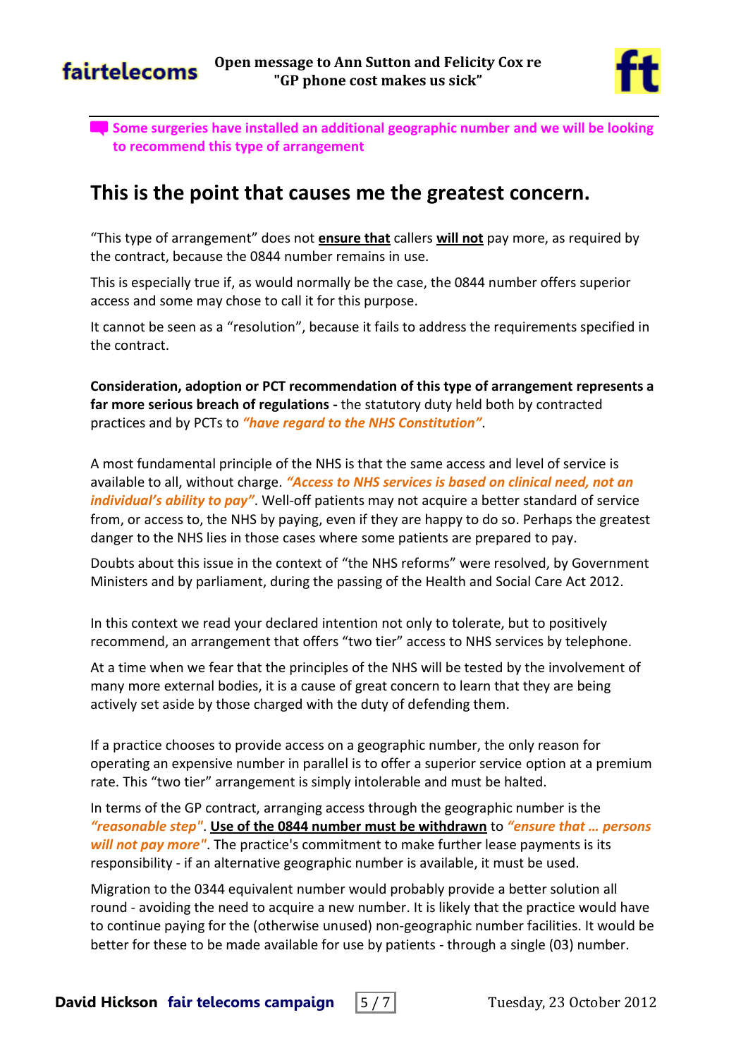Some surgeries have installed an additional geographic number and we will be looking to recommend this type of arrangement

## This is the point that causes me the greatest concern.

"This type of arrangement" does not **ensure that** callers **will not** pay more, as required by the contract, because the 0844 number remains in use.

This is especially true if, as would normally be the case, the 0844 number offers superior access and some may chose to call it for this purpose.

It cannot be seen as a "resolution", because it fails to address the requirements specified in the contract.

**Consideration, adoption or PCT recommendation of this type of arrangement represents a far more serious breach of regulations -** the statutory duty held both by contracted practices and by PCTs to ***"have regard to the NHS Constitution"***.

A most fundamental principle of the NHS is that the same access and level of service is available to all, without charge. ***"Access to NHS services is based on clinical need, not an individual's ability to pay"***. Well-off patients may not acquire a better standard of service from, or access to, the NHS by paying, even if they are happy to do so. Perhaps the greatest danger to the NHS lies in those cases where some patients are prepared to pay.

Doubts about this issue in the context of "the NHS reforms" were resolved, by Government Ministers and by parliament, during the passing of the Health and Social Care Act 2012.

In this context we read your declared intention not only to tolerate, but to positively recommend, an arrangement that offers "two tier" access to NHS services by telephone.

At a time when we fear that the principles of the NHS will be tested by the involvement of many more external bodies, it is a cause of great concern to learn that they are being actively set aside by those charged with the duty of defending them.

If a practice chooses to provide access on a geographic number, the only reason for operating an expensive number in parallel is to offer a superior service option at a premium rate. This "two tier" arrangement is simply intolerable and must be halted.

In terms of the GP contract, arranging access through the geographic number is the ***"reasonable step"***. **Use of the 0844 number must be withdrawn** to ***"ensure that … persons will not pay more"***. The practice's commitment to make further lease payments is its responsibility - if an alternative geographic number is available, it must be used.

Migration to the 0344 equivalent number would probably provide a better solution all round - avoiding the need to acquire a new number. It is likely that the practice would have to continue paying for the (otherwise unused) non-geographic number facilities. It would be better for these to be made available for use by patients - through a single (03) number.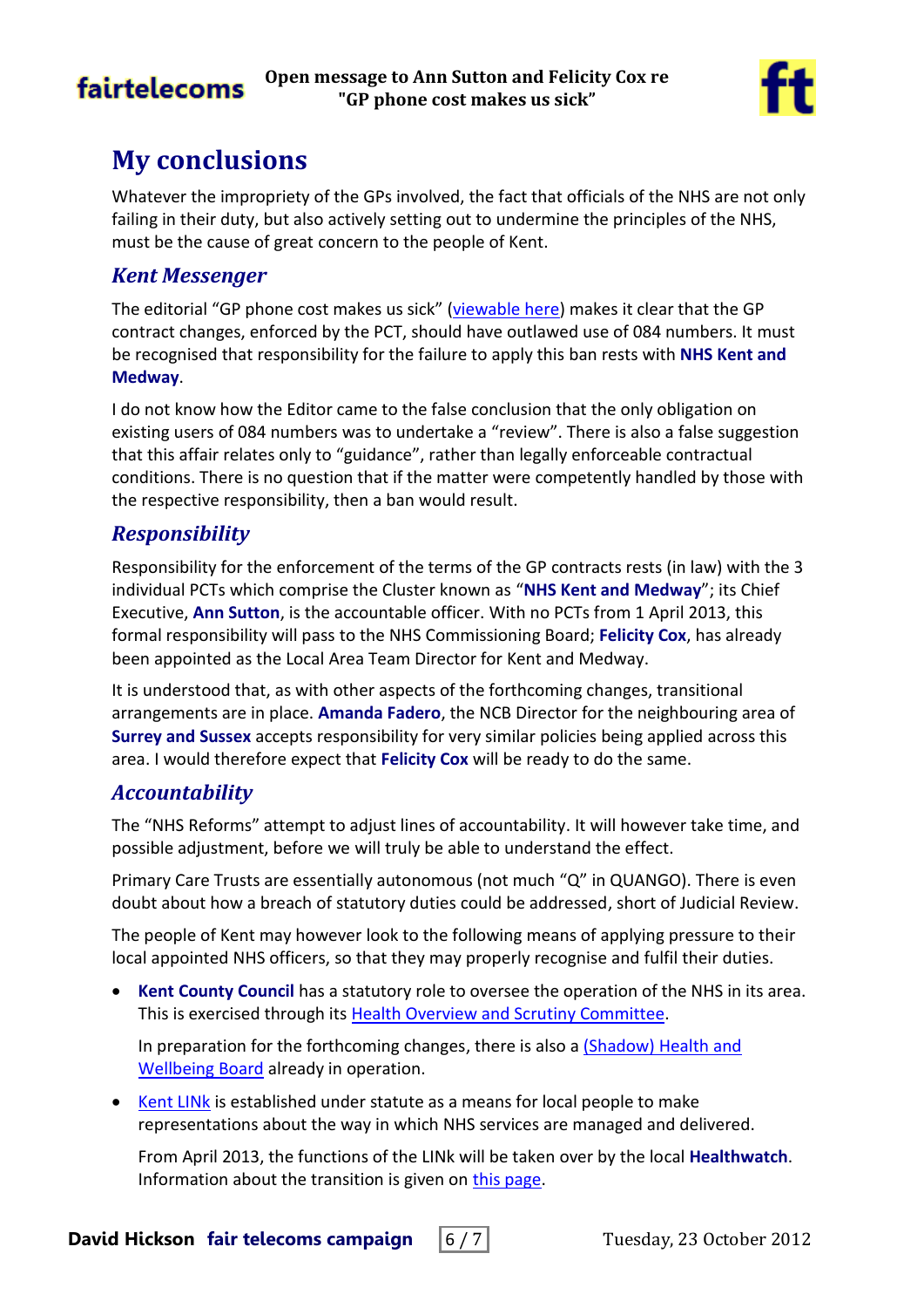# My conclusions

Whatever the impropriety of the GPs involved, the fact that officials of the NHS are not only failing in their duty, but also actively setting out to undermine the principles of the NHS, must be the cause of great concern to the people of Kent.

## *Kent Messenger*

The editorial "GP phone cost makes us sick" (viewable here) makes it clear that the GP contract changes, enforced by the PCT, should have outlawed use of 084 numbers. It must be recognised that responsibility for the failure to apply this ban rests with **NHS Kent and Medway**.

I do not know how the Editor came to the false conclusion that the only obligation on existing users of 084 numbers was to undertake a "review". There is also a false suggestion that this affair relates only to "guidance", rather than legally enforceable contractual conditions. There is no question that if the matter were competently handled by those with the respective responsibility, then a ban would result.

## *Responsibility*

Responsibility for the enforcement of the terms of the GP contracts rests (in law) with the 3 individual PCTs which comprise the Cluster known as "**NHS Kent and Medway**"; its Chief Executive, **Ann Sutton**, is the accountable officer. With no PCTs from 1 April 2013, this formal responsibility will pass to the NHS Commissioning Board; **Felicity Cox**, has already been appointed as the Local Area Team Director for Kent and Medway.

It is understood that, as with other aspects of the forthcoming changes, transitional arrangements are in place. **Amanda Fadero**, the NCB Director for the neighbouring area of **Surrey and Sussex** accepts responsibility for very similar policies being applied across this area. I would therefore expect that **Felicity Cox** will be ready to do the same.

## *Accountability*

The "NHS Reforms" attempt to adjust lines of accountability. It will however take time, and possible adjustment, before we will truly be able to understand the effect.

Primary Care Trusts are essentially autonomous (not much "Q" in QUANGO). There is even doubt about how a breach of statutory duties could be addressed, short of Judicial Review.

The people of Kent may however look to the following means of applying pressure to their local appointed NHS officers, so that they may properly recognise and fulfil their duties.

- **Kent County Council** has a statutory role to oversee the operation of the NHS in its area. This is exercised through its Health Overview and Scrutiny Committee.

  In preparation for the forthcoming changes, there is also a (Shadow) Health and Wellbeing Board already in operation.

- Kent LINk is established under statute as a means for local people to make representations about the way in which NHS services are managed and delivered.

  From April 2013, the functions of the LINk will be taken over by the local **Healthwatch**. Information about the transition is given on this page.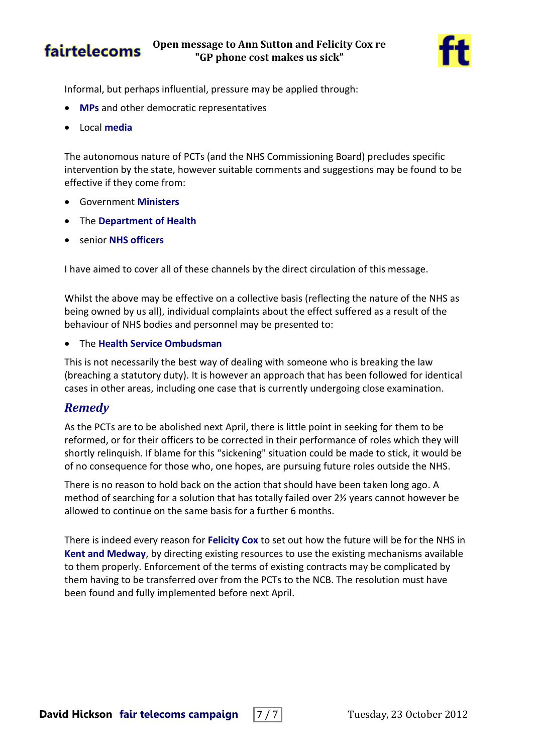Informal, but perhaps influential, pressure may be applied through:

- **MPs** and other democratic representatives
- Local **media**

The autonomous nature of PCTs (and the NHS Commissioning Board) precludes specific intervention by the state, however suitable comments and suggestions may be found to be effective if they come from:

- Government **Ministers**
- The **Department of Health**
- senior **NHS officers**

I have aimed to cover all of these channels by the direct circulation of this message.

Whilst the above may be effective on a collective basis (reflecting the nature of the NHS as being owned by us all), individual complaints about the effect suffered as a result of the behaviour of NHS bodies and personnel may be presented to:

- The **Health Service Ombudsman**

This is not necessarily the best way of dealing with someone who is breaking the law (breaching a statutory duty). It is however an approach that has been followed for identical cases in other areas, including one case that is currently undergoing close examination.

## *Remedy*

As the PCTs are to be abolished next April, there is little point in seeking for them to be reformed, or for their officers to be corrected in their performance of roles which they will shortly relinquish. If blame for this "sickening" situation could be made to stick, it would be of no consequence for those who, one hopes, are pursuing future roles outside the NHS.

There is no reason to hold back on the action that should have been taken long ago. A method of searching for a solution that has totally failed over 2½ years cannot however be allowed to continue on the same basis for a further 6 months.

There is indeed every reason for **Felicity Cox** to set out how the future will be for the NHS in **Kent and Medway**, by directing existing resources to use the existing mechanisms available to them properly. Enforcement of the terms of existing contracts may be complicated by them having to be transferred over from the PCTs to the NCB. The resolution must have been found and fully implemented before next April.